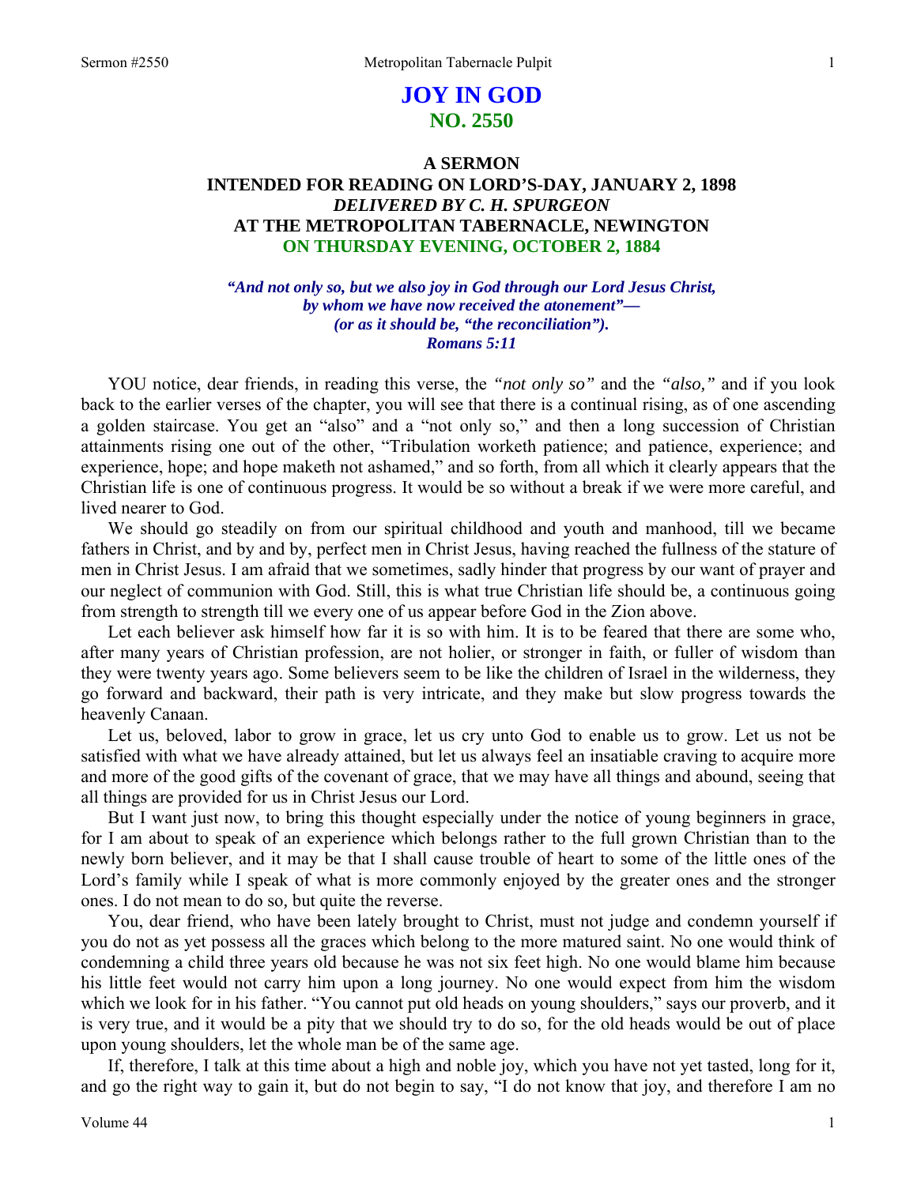# JOY IN GOD
## NO. 2550

### A SERMON
### INTENDED FOR READING ON LORD'S-DAY, JANUARY 2, 1898
### *DELIVERED BY C. H. SPURGEON*
### AT THE METROPOLITAN TABERNACLE, NEWINGTON
### ON THURSDAY EVENING, OCTOBER 2, 1884

*"And not only so, but we also joy in God through our Lord Jesus Christ, by whom we have now received the atonement"— (or as it should be, "the reconciliation"). Romans 5:11*

YOU notice, dear friends, in reading this verse, the *"not only so"* and the *"also,"* and if you look back to the earlier verses of the chapter, you will see that there is a continual rising, as of one ascending a golden staircase. You get an "also" and a "not only so," and then a long succession of Christian attainments rising one out of the other, "Tribulation worketh patience; and patience, experience; and experience, hope; and hope maketh not ashamed," and so forth, from all which it clearly appears that the Christian life is one of continuous progress. It would be so without a break if we were more careful, and lived nearer to God.

We should go steadily on from our spiritual childhood and youth and manhood, till we became fathers in Christ, and by and by, perfect men in Christ Jesus, having reached the fullness of the stature of men in Christ Jesus. I am afraid that we sometimes, sadly hinder that progress by our want of prayer and our neglect of communion with God. Still, this is what true Christian life should be, a continuous going from strength to strength till we every one of us appear before God in the Zion above.

Let each believer ask himself how far it is so with him. It is to be feared that there are some who, after many years of Christian profession, are not holier, or stronger in faith, or fuller of wisdom than they were twenty years ago. Some believers seem to be like the children of Israel in the wilderness, they go forward and backward, their path is very intricate, and they make but slow progress towards the heavenly Canaan.

Let us, beloved, labor to grow in grace, let us cry unto God to enable us to grow. Let us not be satisfied with what we have already attained, but let us always feel an insatiable craving to acquire more and more of the good gifts of the covenant of grace, that we may have all things and abound, seeing that all things are provided for us in Christ Jesus our Lord.

But I want just now, to bring this thought especially under the notice of young beginners in grace, for I am about to speak of an experience which belongs rather to the full grown Christian than to the newly born believer, and it may be that I shall cause trouble of heart to some of the little ones of the Lord's family while I speak of what is more commonly enjoyed by the greater ones and the stronger ones. I do not mean to do so, but quite the reverse.

You, dear friend, who have been lately brought to Christ, must not judge and condemn yourself if you do not as yet possess all the graces which belong to the more matured saint. No one would think of condemning a child three years old because he was not six feet high. No one would blame him because his little feet would not carry him upon a long journey. No one would expect from him the wisdom which we look for in his father. "You cannot put old heads on young shoulders," says our proverb, and it is very true, and it would be a pity that we should try to do so, for the old heads would be out of place upon young shoulders, let the whole man be of the same age.

If, therefore, I talk at this time about a high and noble joy, which you have not yet tasted, long for it, and go the right way to gain it, but do not begin to say, "I do not know that joy, and therefore I am no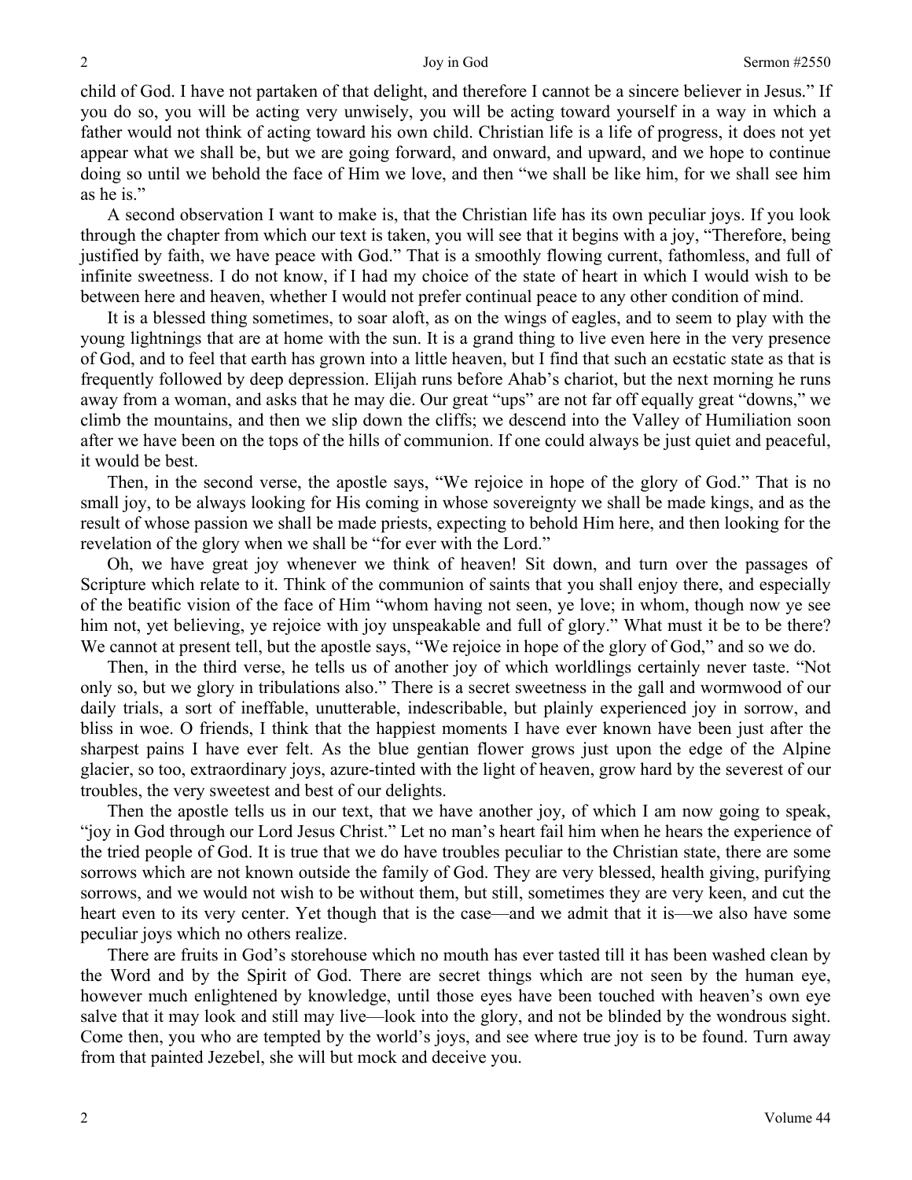child of God. I have not partaken of that delight, and therefore I cannot be a sincere believer in Jesus." If you do so, you will be acting very unwisely, you will be acting toward yourself in a way in which a father would not think of acting toward his own child. Christian life is a life of progress, it does not yet appear what we shall be, but we are going forward, and onward, and upward, and we hope to continue doing so until we behold the face of Him we love, and then "we shall be like him, for we shall see him as he is."

A second observation I want to make is, that the Christian life has its own peculiar joys. If you look through the chapter from which our text is taken, you will see that it begins with a joy, "Therefore, being justified by faith, we have peace with God." That is a smoothly flowing current, fathomless, and full of infinite sweetness. I do not know, if I had my choice of the state of heart in which I would wish to be between here and heaven, whether I would not prefer continual peace to any other condition of mind.

It is a blessed thing sometimes, to soar aloft, as on the wings of eagles, and to seem to play with the young lightnings that are at home with the sun. It is a grand thing to live even here in the very presence of God, and to feel that earth has grown into a little heaven, but I find that such an ecstatic state as that is frequently followed by deep depression. Elijah runs before Ahab's chariot, but the next morning he runs away from a woman, and asks that he may die. Our great "ups" are not far off equally great "downs," we climb the mountains, and then we slip down the cliffs; we descend into the Valley of Humiliation soon after we have been on the tops of the hills of communion. If one could always be just quiet and peaceful, it would be best.

Then, in the second verse, the apostle says, "We rejoice in hope of the glory of God." That is no small joy, to be always looking for His coming in whose sovereignty we shall be made kings, and as the result of whose passion we shall be made priests, expecting to behold Him here, and then looking for the revelation of the glory when we shall be "for ever with the Lord."

Oh, we have great joy whenever we think of heaven! Sit down, and turn over the passages of Scripture which relate to it. Think of the communion of saints that you shall enjoy there, and especially of the beatific vision of the face of Him "whom having not seen, ye love; in whom, though now ye see him not, yet believing, ye rejoice with joy unspeakable and full of glory." What must it be to be there? We cannot at present tell, but the apostle says, "We rejoice in hope of the glory of God," and so we do.

Then, in the third verse, he tells us of another joy of which worldlings certainly never taste. "Not only so, but we glory in tribulations also." There is a secret sweetness in the gall and wormwood of our daily trials, a sort of ineffable, unutterable, indescribable, but plainly experienced joy in sorrow, and bliss in woe. O friends, I think that the happiest moments I have ever known have been just after the sharpest pains I have ever felt. As the blue gentian flower grows just upon the edge of the Alpine glacier, so too, extraordinary joys, azure-tinted with the light of heaven, grow hard by the severest of our troubles, the very sweetest and best of our delights.

Then the apostle tells us in our text, that we have another joy, of which I am now going to speak, "joy in God through our Lord Jesus Christ." Let no man's heart fail him when he hears the experience of the tried people of God. It is true that we do have troubles peculiar to the Christian state, there are some sorrows which are not known outside the family of God. They are very blessed, health giving, purifying sorrows, and we would not wish to be without them, but still, sometimes they are very keen, and cut the heart even to its very center. Yet though that is the case—and we admit that it is—we also have some peculiar joys which no others realize.

There are fruits in God's storehouse which no mouth has ever tasted till it has been washed clean by the Word and by the Spirit of God. There are secret things which are not seen by the human eye, however much enlightened by knowledge, until those eyes have been touched with heaven's own eye salve that it may look and still may live—look into the glory, and not be blinded by the wondrous sight. Come then, you who are tempted by the world's joys, and see where true joy is to be found. Turn away from that painted Jezebel, she will but mock and deceive you.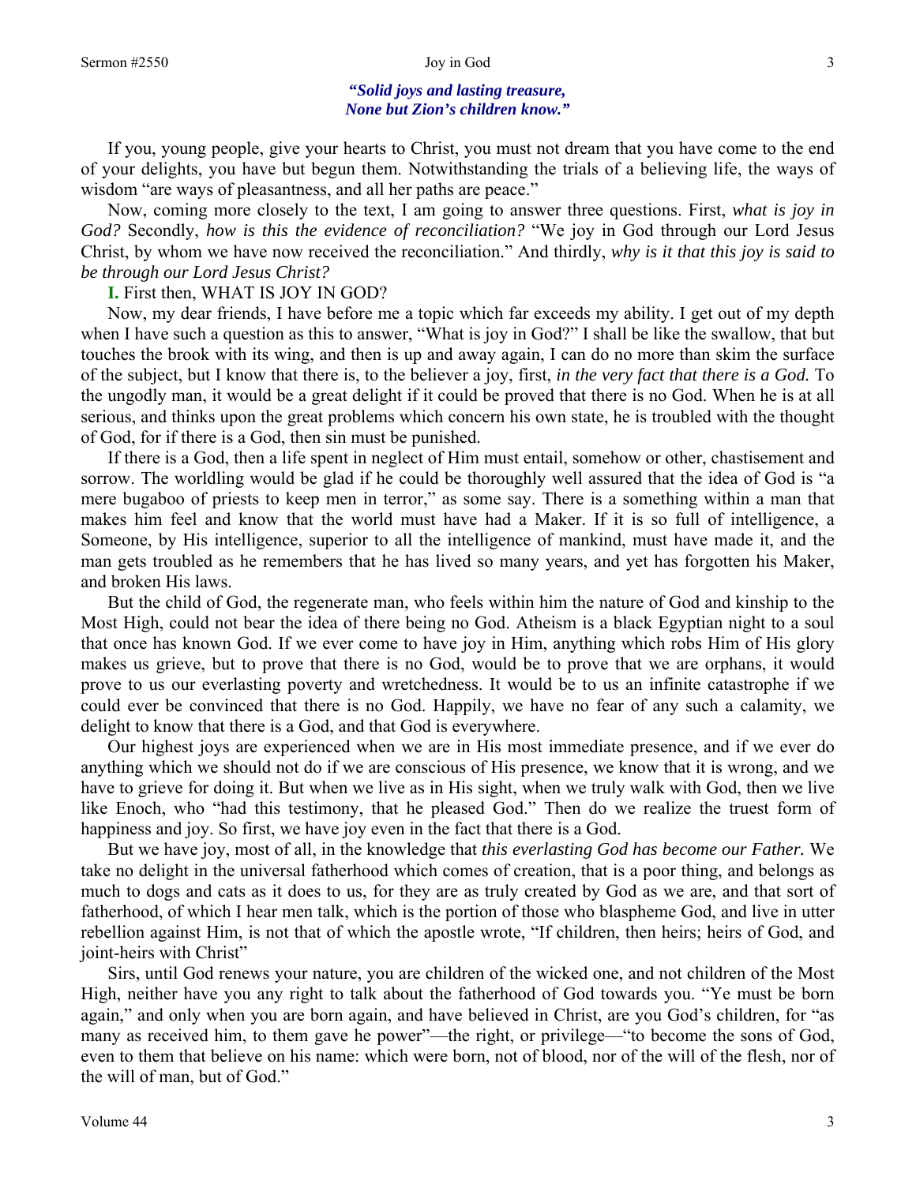***"Solid joys and lasting treasure,***
***None but Zion's children know."***

If you, young people, give your hearts to Christ, you must not dream that you have come to the end of your delights, you have but begun them. Notwithstanding the trials of a believing life, the ways of wisdom "are ways of pleasantness, and all her paths are peace."

Now, coming more closely to the text, I am going to answer three questions. First, *what is joy in God?* Secondly, *how is this the evidence of reconciliation?* "We joy in God through our Lord Jesus Christ, by whom we have now received the reconciliation." And thirdly, *why is it that this joy is said to be through our Lord Jesus Christ?*

**I.** First then, WHAT IS JOY IN GOD?

Now, my dear friends, I have before me a topic which far exceeds my ability. I get out of my depth when I have such a question as this to answer, "What is joy in God?" I shall be like the swallow, that but touches the brook with its wing, and then is up and away again, I can do no more than skim the surface of the subject, but I know that there is, to the believer a joy, first, *in the very fact that there is a God.* To the ungodly man, it would be a great delight if it could be proved that there is no God. When he is at all serious, and thinks upon the great problems which concern his own state, he is troubled with the thought of God, for if there is a God, then sin must be punished.

If there is a God, then a life spent in neglect of Him must entail, somehow or other, chastisement and sorrow. The worldling would be glad if he could be thoroughly well assured that the idea of God is "a mere bugaboo of priests to keep men in terror," as some say. There is a something within a man that makes him feel and know that the world must have had a Maker. If it is so full of intelligence, a Someone, by His intelligence, superior to all the intelligence of mankind, must have made it, and the man gets troubled as he remembers that he has lived so many years, and yet has forgotten his Maker, and broken His laws.

But the child of God, the regenerate man, who feels within him the nature of God and kinship to the Most High, could not bear the idea of there being no God. Atheism is a black Egyptian night to a soul that once has known God. If we ever come to have joy in Him, anything which robs Him of His glory makes us grieve, but to prove that there is no God, would be to prove that we are orphans, it would prove to us our everlasting poverty and wretchedness. It would be to us an infinite catastrophe if we could ever be convinced that there is no God. Happily, we have no fear of any such a calamity, we delight to know that there is a God, and that God is everywhere.

Our highest joys are experienced when we are in His most immediate presence, and if we ever do anything which we should not do if we are conscious of His presence, we know that it is wrong, and we have to grieve for doing it. But when we live as in His sight, when we truly walk with God, then we live like Enoch, who "had this testimony, that he pleased God." Then do we realize the truest form of happiness and joy. So first, we have joy even in the fact that there is a God.

But we have joy, most of all, in the knowledge that *this everlasting God has become our Father.* We take no delight in the universal fatherhood which comes of creation, that is a poor thing, and belongs as much to dogs and cats as it does to us, for they are as truly created by God as we are, and that sort of fatherhood, of which I hear men talk, which is the portion of those who blaspheme God, and live in utter rebellion against Him, is not that of which the apostle wrote, "If children, then heirs; heirs of God, and joint-heirs with Christ"

Sirs, until God renews your nature, you are children of the wicked one, and not children of the Most High, neither have you any right to talk about the fatherhood of God towards you. "Ye must be born again," and only when you are born again, and have believed in Christ, are you God's children, for "as many as received him, to them gave he power"—the right, or privilege—"to become the sons of God, even to them that believe on his name: which were born, not of blood, nor of the will of the flesh, nor of the will of man, but of God."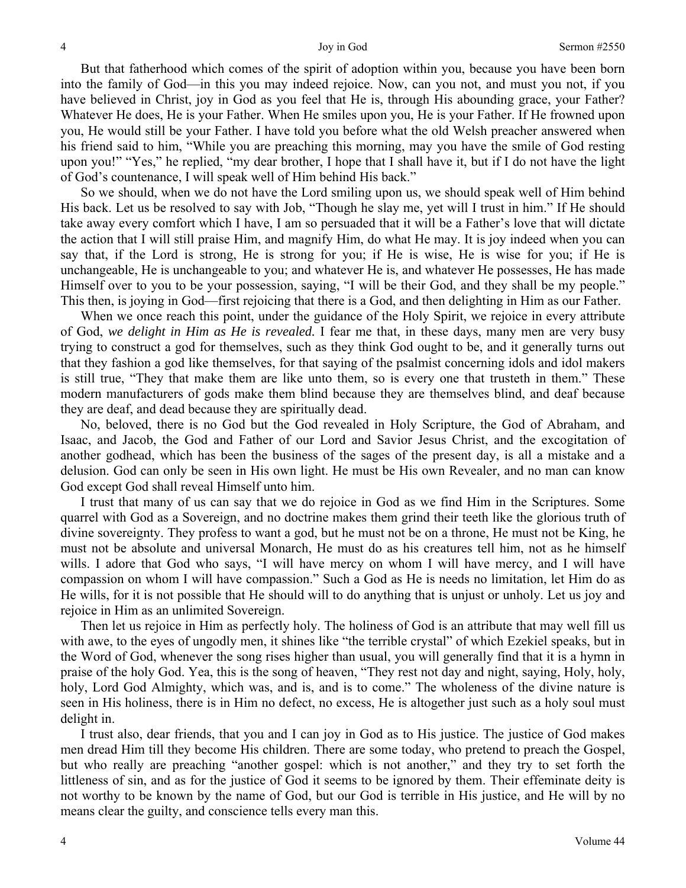But that fatherhood which comes of the spirit of adoption within you, because you have been born into the family of God—in this you may indeed rejoice. Now, can you not, and must you not, if you have believed in Christ, joy in God as you feel that He is, through His abounding grace, your Father? Whatever He does, He is your Father. When He smiles upon you, He is your Father. If He frowned upon you, He would still be your Father. I have told you before what the old Welsh preacher answered when his friend said to him, "While you are preaching this morning, may you have the smile of God resting upon you!" "Yes," he replied, "my dear brother, I hope that I shall have it, but if I do not have the light of God's countenance, I will speak well of Him behind His back."

So we should, when we do not have the Lord smiling upon us, we should speak well of Him behind His back. Let us be resolved to say with Job, "Though he slay me, yet will I trust in him." If He should take away every comfort which I have, I am so persuaded that it will be a Father's love that will dictate the action that I will still praise Him, and magnify Him, do what He may. It is joy indeed when you can say that, if the Lord is strong, He is strong for you; if He is wise, He is wise for you; if He is unchangeable, He is unchangeable to you; and whatever He is, and whatever He possesses, He has made Himself over to you to be your possession, saying, "I will be their God, and they shall be my people." This then, is joying in God—first rejoicing that there is a God, and then delighting in Him as our Father.

When we once reach this point, under the guidance of the Holy Spirit, we rejoice in every attribute of God, *we delight in Him as He is revealed.* I fear me that, in these days, many men are very busy trying to construct a god for themselves, such as they think God ought to be, and it generally turns out that they fashion a god like themselves, for that saying of the psalmist concerning idols and idol makers is still true, "They that make them are like unto them, so is every one that trusteth in them." These modern manufacturers of gods make them blind because they are themselves blind, and deaf because they are deaf, and dead because they are spiritually dead.

No, beloved, there is no God but the God revealed in Holy Scripture, the God of Abraham, and Isaac, and Jacob, the God and Father of our Lord and Savior Jesus Christ, and the excogitation of another godhead, which has been the business of the sages of the present day, is all a mistake and a delusion. God can only be seen in His own light. He must be His own Revealer, and no man can know God except God shall reveal Himself unto him.

I trust that many of us can say that we do rejoice in God as we find Him in the Scriptures. Some quarrel with God as a Sovereign, and no doctrine makes them grind their teeth like the glorious truth of divine sovereignty. They profess to want a god, but he must not be on a throne, He must not be King, he must not be absolute and universal Monarch, He must do as his creatures tell him, not as he himself wills. I adore that God who says, "I will have mercy on whom I will have mercy, and I will have compassion on whom I will have compassion." Such a God as He is needs no limitation, let Him do as He wills, for it is not possible that He should will to do anything that is unjust or unholy. Let us joy and rejoice in Him as an unlimited Sovereign.

Then let us rejoice in Him as perfectly holy. The holiness of God is an attribute that may well fill us with awe, to the eyes of ungodly men, it shines like "the terrible crystal" of which Ezekiel speaks, but in the Word of God, whenever the song rises higher than usual, you will generally find that it is a hymn in praise of the holy God. Yea, this is the song of heaven, "They rest not day and night, saying, Holy, holy, holy, Lord God Almighty, which was, and is, and is to come." The wholeness of the divine nature is seen in His holiness, there is in Him no defect, no excess, He is altogether just such as a holy soul must delight in.

I trust also, dear friends, that you and I can joy in God as to His justice. The justice of God makes men dread Him till they become His children. There are some today, who pretend to preach the Gospel, but who really are preaching "another gospel: which is not another," and they try to set forth the littleness of sin, and as for the justice of God it seems to be ignored by them. Their effeminate deity is not worthy to be known by the name of God, but our God is terrible in His justice, and He will by no means clear the guilty, and conscience tells every man this.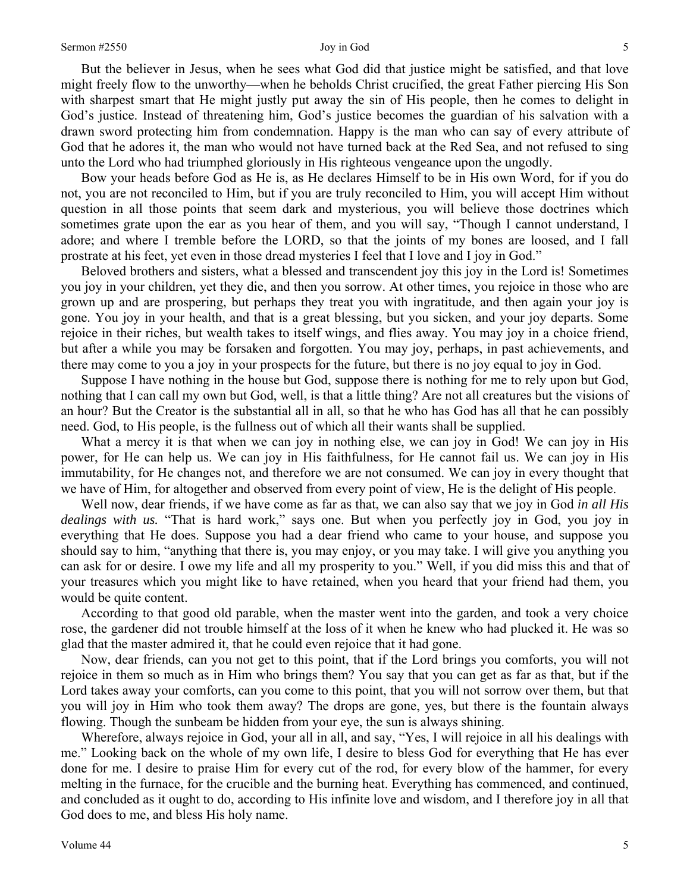But the believer in Jesus, when he sees what God did that justice might be satisfied, and that love might freely flow to the unworthy—when he beholds Christ crucified, the great Father piercing His Son with sharpest smart that He might justly put away the sin of His people, then he comes to delight in God's justice. Instead of threatening him, God's justice becomes the guardian of his salvation with a drawn sword protecting him from condemnation. Happy is the man who can say of every attribute of God that he adores it, the man who would not have turned back at the Red Sea, and not refused to sing unto the Lord who had triumphed gloriously in His righteous vengeance upon the ungodly.

Bow your heads before God as He is, as He declares Himself to be in His own Word, for if you do not, you are not reconciled to Him, but if you are truly reconciled to Him, you will accept Him without question in all those points that seem dark and mysterious, you will believe those doctrines which sometimes grate upon the ear as you hear of them, and you will say, "Though I cannot understand, I adore; and where I tremble before the LORD, so that the joints of my bones are loosed, and I fall prostrate at his feet, yet even in those dread mysteries I feel that I love and I joy in God."

Beloved brothers and sisters, what a blessed and transcendent joy this joy in the Lord is! Sometimes you joy in your children, yet they die, and then you sorrow. At other times, you rejoice in those who are grown up and are prospering, but perhaps they treat you with ingratitude, and then again your joy is gone. You joy in your health, and that is a great blessing, but you sicken, and your joy departs. Some rejoice in their riches, but wealth takes to itself wings, and flies away. You may joy in a choice friend, but after a while you may be forsaken and forgotten. You may joy, perhaps, in past achievements, and there may come to you a joy in your prospects for the future, but there is no joy equal to joy in God.

Suppose I have nothing in the house but God, suppose there is nothing for me to rely upon but God, nothing that I can call my own but God, well, is that a little thing? Are not all creatures but the visions of an hour? But the Creator is the substantial all in all, so that he who has God has all that he can possibly need. God, to His people, is the fullness out of which all their wants shall be supplied.

What a mercy it is that when we can joy in nothing else, we can joy in God! We can joy in His power, for He can help us. We can joy in His faithfulness, for He cannot fail us. We can joy in His immutability, for He changes not, and therefore we are not consumed. We can joy in every thought that we have of Him, for altogether and observed from every point of view, He is the delight of His people.

Well now, dear friends, if we have come as far as that, we can also say that we joy in God *in all His dealings with us.* "That is hard work," says one. But when you perfectly joy in God, you joy in everything that He does. Suppose you had a dear friend who came to your house, and suppose you should say to him, "anything that there is, you may enjoy, or you may take. I will give you anything you can ask for or desire. I owe my life and all my prosperity to you." Well, if you did miss this and that of your treasures which you might like to have retained, when you heard that your friend had them, you would be quite content.

According to that good old parable, when the master went into the garden, and took a very choice rose, the gardener did not trouble himself at the loss of it when he knew who had plucked it. He was so glad that the master admired it, that he could even rejoice that it had gone.

Now, dear friends, can you not get to this point, that if the Lord brings you comforts, you will not rejoice in them so much as in Him who brings them? You say that you can get as far as that, but if the Lord takes away your comforts, can you come to this point, that you will not sorrow over them, but that you will joy in Him who took them away? The drops are gone, yes, but there is the fountain always flowing. Though the sunbeam be hidden from your eye, the sun is always shining.

Wherefore, always rejoice in God, your all in all, and say, "Yes, I will rejoice in all his dealings with me." Looking back on the whole of my own life, I desire to bless God for everything that He has ever done for me. I desire to praise Him for every cut of the rod, for every blow of the hammer, for every melting in the furnace, for the crucible and the burning heat. Everything has commenced, and continued, and concluded as it ought to do, according to His infinite love and wisdom, and I therefore joy in all that God does to me, and bless His holy name.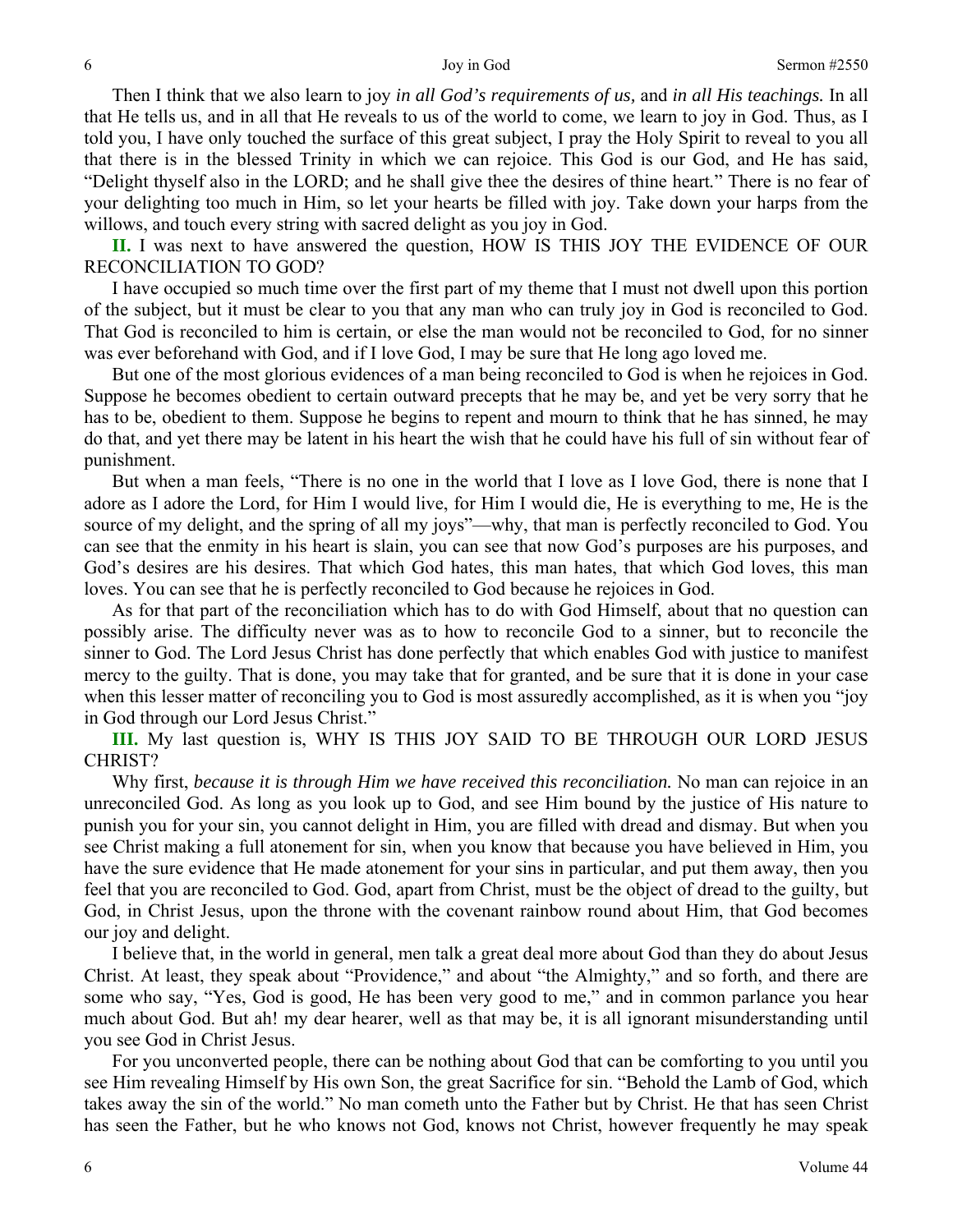Then I think that we also learn to joy *in all God's requirements of us,* and *in all His teachings.* In all that He tells us, and in all that He reveals to us of the world to come, we learn to joy in God. Thus, as I told you, I have only touched the surface of this great subject, I pray the Holy Spirit to reveal to you all that there is in the blessed Trinity in which we can rejoice. This God is our God, and He has said, "Delight thyself also in the LORD; and he shall give thee the desires of thine heart." There is no fear of your delighting too much in Him, so let your hearts be filled with joy. Take down your harps from the willows, and touch every string with sacred delight as you joy in God.

**II.** I was next to have answered the question, HOW IS THIS JOY THE EVIDENCE OF OUR RECONCILIATION TO GOD?

I have occupied so much time over the first part of my theme that I must not dwell upon this portion of the subject, but it must be clear to you that any man who can truly joy in God is reconciled to God. That God is reconciled to him is certain, or else the man would not be reconciled to God, for no sinner was ever beforehand with God, and if I love God, I may be sure that He long ago loved me.

But one of the most glorious evidences of a man being reconciled to God is when he rejoices in God. Suppose he becomes obedient to certain outward precepts that he may be, and yet be very sorry that he has to be, obedient to them. Suppose he begins to repent and mourn to think that he has sinned, he may do that, and yet there may be latent in his heart the wish that he could have his full of sin without fear of punishment.

But when a man feels, "There is no one in the world that I love as I love God, there is none that I adore as I adore the Lord, for Him I would live, for Him I would die, He is everything to me, He is the source of my delight, and the spring of all my joys"—why, that man is perfectly reconciled to God. You can see that the enmity in his heart is slain, you can see that now God's purposes are his purposes, and God's desires are his desires. That which God hates, this man hates, that which God loves, this man loves. You can see that he is perfectly reconciled to God because he rejoices in God.

As for that part of the reconciliation which has to do with God Himself, about that no question can possibly arise. The difficulty never was as to how to reconcile God to a sinner, but to reconcile the sinner to God. The Lord Jesus Christ has done perfectly that which enables God with justice to manifest mercy to the guilty. That is done, you may take that for granted, and be sure that it is done in your case when this lesser matter of reconciling you to God is most assuredly accomplished, as it is when you "joy in God through our Lord Jesus Christ."

**III.** My last question is, WHY IS THIS JOY SAID TO BE THROUGH OUR LORD JESUS CHRIST?

Why first, *because it is through Him we have received this reconciliation.* No man can rejoice in an unreconciled God. As long as you look up to God, and see Him bound by the justice of His nature to punish you for your sin, you cannot delight in Him, you are filled with dread and dismay. But when you see Christ making a full atonement for sin, when you know that because you have believed in Him, you have the sure evidence that He made atonement for your sins in particular, and put them away, then you feel that you are reconciled to God. God, apart from Christ, must be the object of dread to the guilty, but God, in Christ Jesus, upon the throne with the covenant rainbow round about Him, that God becomes our joy and delight.

I believe that, in the world in general, men talk a great deal more about God than they do about Jesus Christ. At least, they speak about "Providence," and about "the Almighty," and so forth, and there are some who say, "Yes, God is good, He has been very good to me," and in common parlance you hear much about God. But ah! my dear hearer, well as that may be, it is all ignorant misunderstanding until you see God in Christ Jesus.

For you unconverted people, there can be nothing about God that can be comforting to you until you see Him revealing Himself by His own Son, the great Sacrifice for sin. "Behold the Lamb of God, which takes away the sin of the world." No man cometh unto the Father but by Christ. He that has seen Christ has seen the Father, but he who knows not God, knows not Christ, however frequently he may speak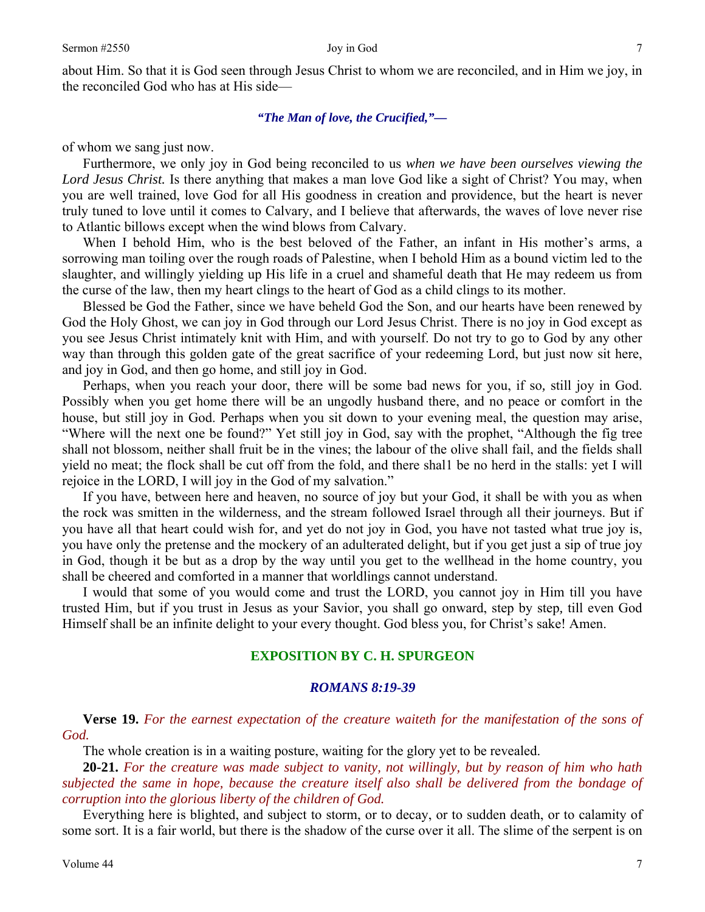about Him. So that it is God seen through Jesus Christ to whom we are reconciled, and in Him we joy, in the reconciled God who has at His side—

> ***"The Man of love, the Crucified,"—***

of whom we sang just now.

Furthermore, we only joy in God being reconciled to us *when we have been ourselves viewing the Lord Jesus Christ.* Is there anything that makes a man love God like a sight of Christ? You may, when you are well trained, love God for all His goodness in creation and providence, but the heart is never truly tuned to love until it comes to Calvary, and I believe that afterwards, the waves of love never rise to Atlantic billows except when the wind blows from Calvary.

When I behold Him, who is the best beloved of the Father, an infant in His mother's arms, a sorrowing man toiling over the rough roads of Palestine, when I behold Him as a bound victim led to the slaughter, and willingly yielding up His life in a cruel and shameful death that He may redeem us from the curse of the law, then my heart clings to the heart of God as a child clings to its mother.

Blessed be God the Father, since we have beheld God the Son, and our hearts have been renewed by God the Holy Ghost, we can joy in God through our Lord Jesus Christ. There is no joy in God except as you see Jesus Christ intimately knit with Him, and with yourself. Do not try to go to God by any other way than through this golden gate of the great sacrifice of your redeeming Lord, but just now sit here, and joy in God, and then go home, and still joy in God.

Perhaps, when you reach your door, there will be some bad news for you, if so, still joy in God. Possibly when you get home there will be an ungodly husband there, and no peace or comfort in the house, but still joy in God. Perhaps when you sit down to your evening meal, the question may arise, "Where will the next one be found?" Yet still joy in God, say with the prophet, "Although the fig tree shall not blossom, neither shall fruit be in the vines; the labour of the olive shall fail, and the fields shall yield no meat; the flock shall be cut off from the fold, and there shal1 be no herd in the stalls: yet I will rejoice in the LORD, I will joy in the God of my salvation."

If you have, between here and heaven, no source of joy but your God, it shall be with you as when the rock was smitten in the wilderness, and the stream followed Israel through all their journeys. But if you have all that heart could wish for, and yet do not joy in God, you have not tasted what true joy is, you have only the pretense and the mockery of an adulterated delight, but if you get just a sip of true joy in God, though it be but as a drop by the way until you get to the wellhead in the home country, you shall be cheered and comforted in a manner that worldlings cannot understand.

I would that some of you would come and trust the LORD, you cannot joy in Him till you have trusted Him, but if you trust in Jesus as your Savior, you shall go onward, step by step, till even God Himself shall be an infinite delight to your every thought. God bless you, for Christ's sake! Amen.

## EXPOSITION BY C. H. SPURGEON

### *ROMANS 8:19-39*

**Verse 19.** *For the earnest expectation of the creature waiteth for the manifestation of the sons of God.*

The whole creation is in a waiting posture, waiting for the glory yet to be revealed.

**20-21.** *For the creature was made subject to vanity, not willingly, but by reason of him who hath subjected the same in hope, because the creature itself also shall be delivered from the bondage of corruption into the glorious liberty of the children of God.*

Everything here is blighted, and subject to storm, or to decay, or to sudden death, or to calamity of some sort. It is a fair world, but there is the shadow of the curse over it all. The slime of the serpent is on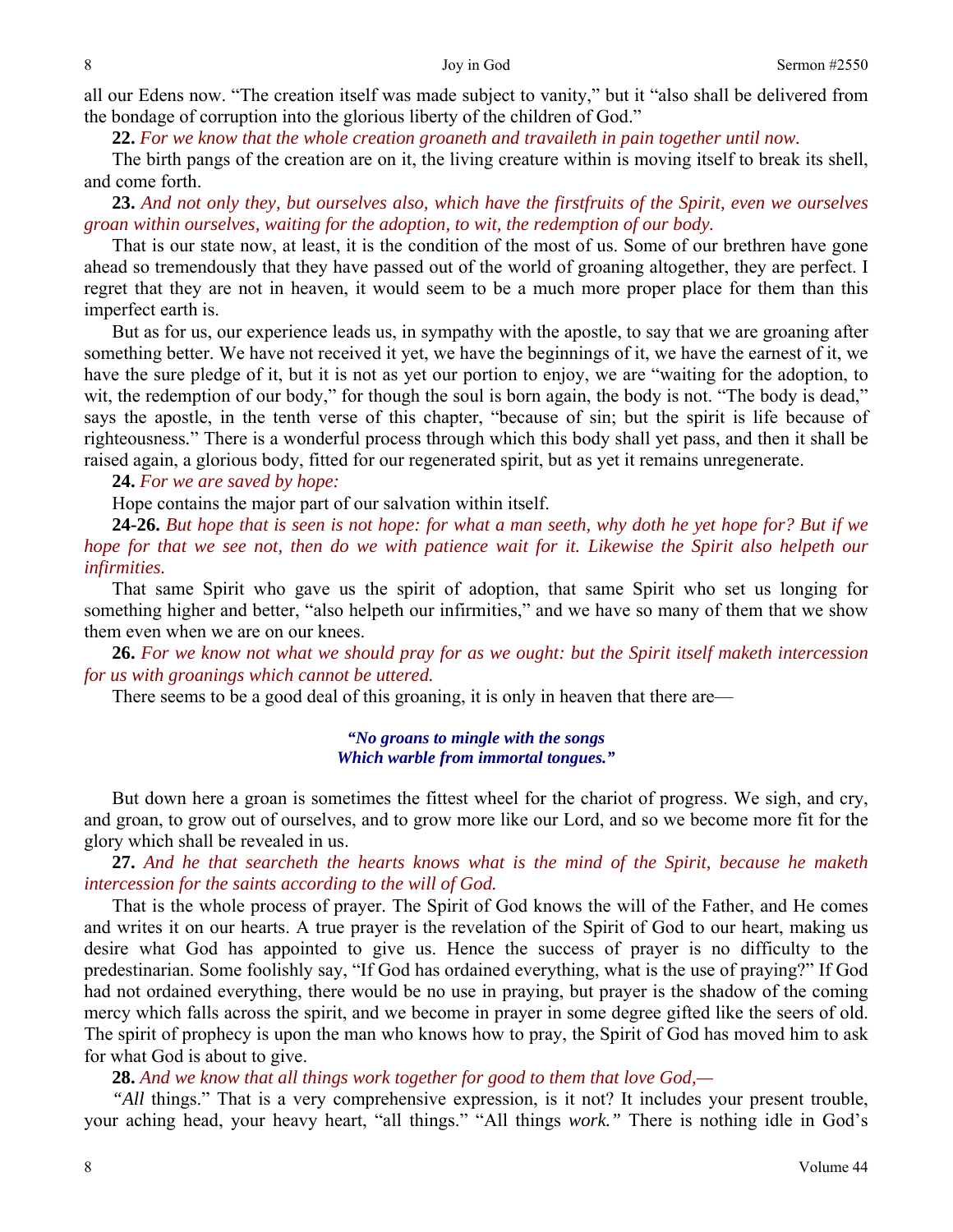all our Edens now. "The creation itself was made subject to vanity," but it "also shall be delivered from the bondage of corruption into the glorious liberty of the children of God."

**22.** *For we know that the whole creation groaneth and travaileth in pain together until now.*

The birth pangs of the creation are on it, the living creature within is moving itself to break its shell, and come forth.

**23.** *And not only they, but ourselves also, which have the firstfruits of the Spirit, even we ourselves groan within ourselves, waiting for the adoption, to wit, the redemption of our body.*

That is our state now, at least, it is the condition of the most of us. Some of our brethren have gone ahead so tremendously that they have passed out of the world of groaning altogether, they are perfect. I regret that they are not in heaven, it would seem to be a much more proper place for them than this imperfect earth is.

But as for us, our experience leads us, in sympathy with the apostle, to say that we are groaning after something better. We have not received it yet, we have the beginnings of it, we have the earnest of it, we have the sure pledge of it, but it is not as yet our portion to enjoy, we are "waiting for the adoption, to wit, the redemption of our body," for though the soul is born again, the body is not. "The body is dead," says the apostle, in the tenth verse of this chapter, "because of sin; but the spirit is life because of righteousness." There is a wonderful process through which this body shall yet pass, and then it shall be raised again, a glorious body, fitted for our regenerated spirit, but as yet it remains unregenerate.

**24.** *For we are saved by hope:*

Hope contains the major part of our salvation within itself.

**24-26.** *But hope that is seen is not hope: for what a man seeth, why doth he yet hope for? But if we hope for that we see not, then do we with patience wait for it. Likewise the Spirit also helpeth our infirmities.*

That same Spirit who gave us the spirit of adoption, that same Spirit who set us longing for something higher and better, "also helpeth our infirmities," and we have so many of them that we show them even when we are on our knees.

**26.** *For we know not what we should pray for as we ought: but the Spirit itself maketh intercession for us with groanings which cannot be uttered.*

There seems to be a good deal of this groaning, it is only in heaven that there are—

> ***"No groans to mingle with the songs***
> ***Which warble from immortal tongues."***

But down here a groan is sometimes the fittest wheel for the chariot of progress. We sigh, and cry, and groan, to grow out of ourselves, and to grow more like our Lord, and so we become more fit for the glory which shall be revealed in us.

**27.** *And he that searcheth the hearts knows what is the mind of the Spirit, because he maketh intercession for the saints according to the will of God.*

That is the whole process of prayer. The Spirit of God knows the will of the Father, and He comes and writes it on our hearts. A true prayer is the revelation of the Spirit of God to our heart, making us desire what God has appointed to give us. Hence the success of prayer is no difficulty to the predestinarian. Some foolishly say, "If God has ordained everything, what is the use of praying?" If God had not ordained everything, there would be no use in praying, but prayer is the shadow of the coming mercy which falls across the spirit, and we become in prayer in some degree gifted like the seers of old. The spirit of prophecy is upon the man who knows how to pray, the Spirit of God has moved him to ask for what God is about to give.

**28.** *And we know that all things work together for good to them that love God,—*

*"All* things." That is a very comprehensive expression, is it not? It includes your present trouble, your aching head, your heavy heart, "all things." "All things *work."* There is nothing idle in God's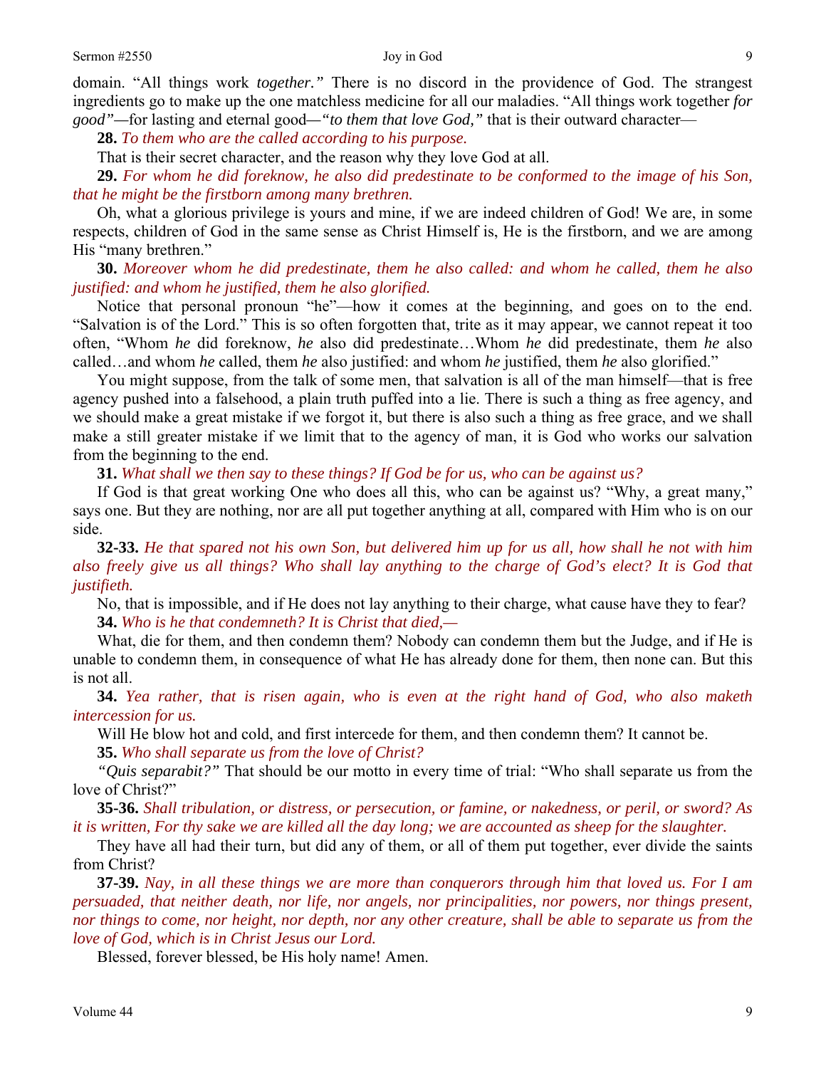domain. "All things work *together."* There is no discord in the providence of God. The strangest ingredients go to make up the one matchless medicine for all our maladies. "All things work together *for good"*—for lasting and eternal good—*"to them that love God,"* that is their outward character—

**28.** *To them who are the called according to his purpose.*

That is their secret character, and the reason why they love God at all.

**29.** *For whom he did foreknow, he also did predestinate to be conformed to the image of his Son, that he might be the firstborn among many brethren.*

Oh, what a glorious privilege is yours and mine, if we are indeed children of God! We are, in some respects, children of God in the same sense as Christ Himself is, He is the firstborn, and we are among His "many brethren."

**30.** *Moreover whom he did predestinate, them he also called: and whom he called, them he also justified: and whom he justified, them he also glorified.*

Notice that personal pronoun "he"—how it comes at the beginning, and goes on to the end. "Salvation is of the Lord." This is so often forgotten that, trite as it may appear, we cannot repeat it too often, "Whom *he* did foreknow, *he* also did predestinate…Whom *he* did predestinate, them *he* also called…and whom *he* called, them *he* also justified: and whom *he* justified, them *he* also glorified."

You might suppose, from the talk of some men, that salvation is all of the man himself—that is free agency pushed into a falsehood, a plain truth puffed into a lie. There is such a thing as free agency, and we should make a great mistake if we forgot it, but there is also such a thing as free grace, and we shall make a still greater mistake if we limit that to the agency of man, it is God who works our salvation from the beginning to the end.

**31.** *What shall we then say to these things? If God be for us, who can be against us?*

If God is that great working One who does all this, who can be against us? "Why, a great many," says one. But they are nothing, nor are all put together anything at all, compared with Him who is on our side.

**32-33.** *He that spared not his own Son, but delivered him up for us all, how shall he not with him also freely give us all things? Who shall lay anything to the charge of God's elect? It is God that justifieth.*

No, that is impossible, and if He does not lay anything to their charge, what cause have they to fear?

**34.** *Who is he that condemneth? It is Christ that died,—*

What, die for them, and then condemn them? Nobody can condemn them but the Judge, and if He is unable to condemn them, in consequence of what He has already done for them, then none can. But this is not all.

**34.** *Yea rather, that is risen again, who is even at the right hand of God, who also maketh intercession for us.*

Will He blow hot and cold, and first intercede for them, and then condemn them? It cannot be.

**35.** *Who shall separate us from the love of Christ?*

*"Quis separabit?"* That should be our motto in every time of trial: "Who shall separate us from the love of Christ?"

**35-36.** *Shall tribulation, or distress, or persecution, or famine, or nakedness, or peril, or sword? As it is written, For thy sake we are killed all the day long; we are accounted as sheep for the slaughter.*

They have all had their turn, but did any of them, or all of them put together, ever divide the saints from Christ?

**37-39.** *Nay, in all these things we are more than conquerors through him that loved us. For I am persuaded, that neither death, nor life, nor angels, nor principalities, nor powers, nor things present, nor things to come, nor height, nor depth, nor any other creature, shall be able to separate us from the love of God, which is in Christ Jesus our Lord.*

Blessed, forever blessed, be His holy name! Amen.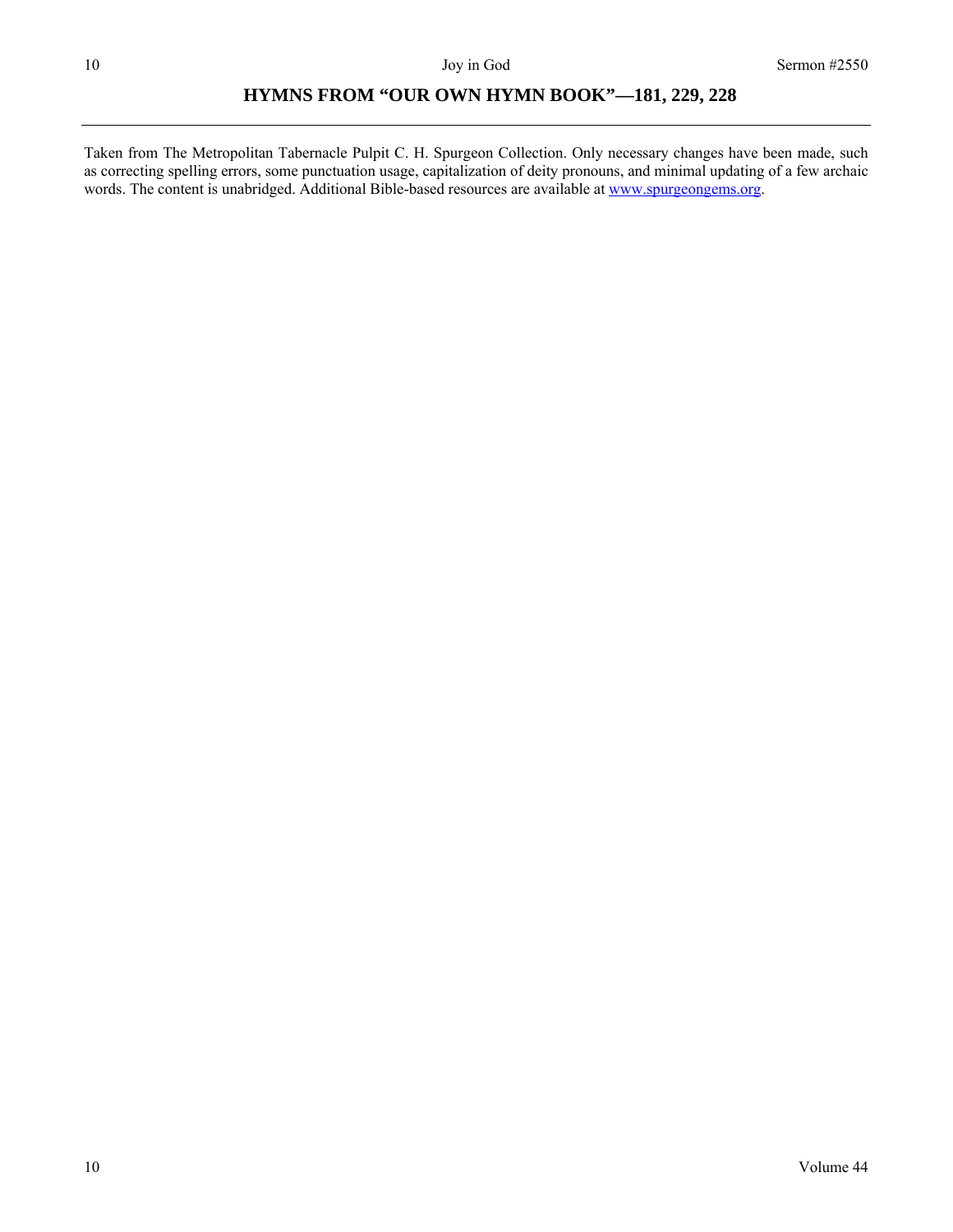## HYMNS FROM "OUR OWN HYMN BOOK"—181, 229, 228

---

Taken from The Metropolitan Tabernacle Pulpit C. H. Spurgeon Collection. Only necessary changes have been made, such as correcting spelling errors, some punctuation usage, capitalization of deity pronouns, and minimal updating of a few archaic words. The content is unabridged. Additional Bible-based resources are available at [www.spurgeongems.org](http://www.spurgeongems.org).